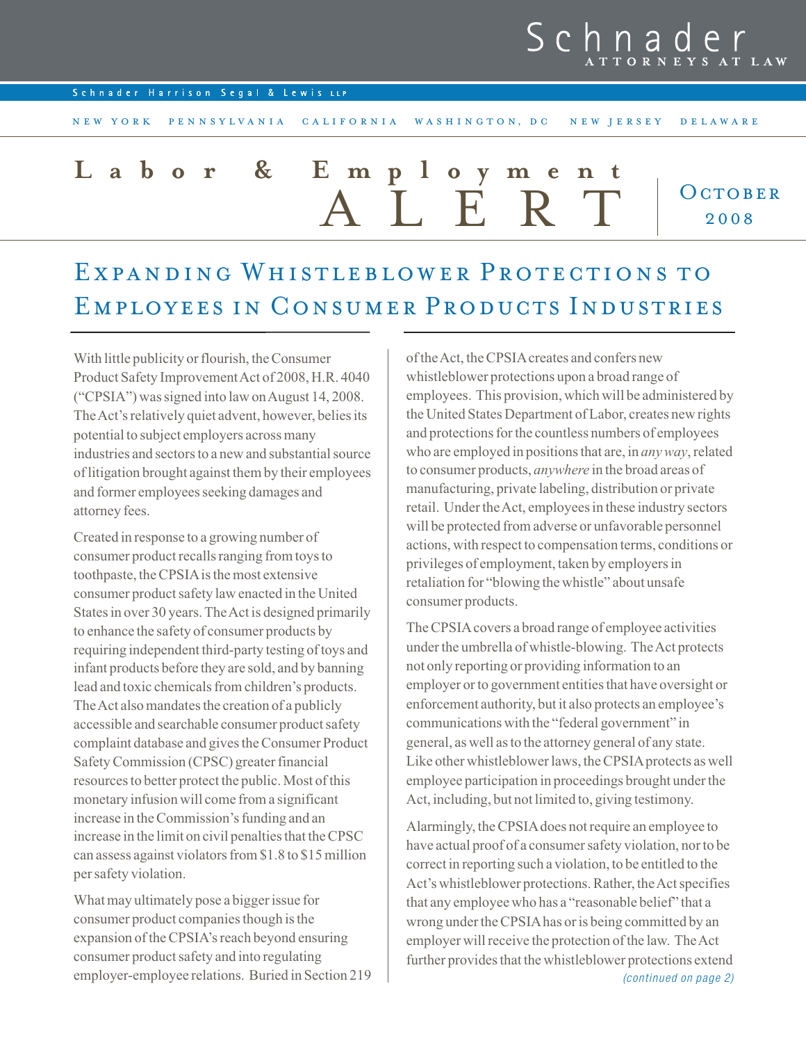# Schnader

ATTORNEYS AT LAW

Schnader Harrison Segal & Lewis LLP

NEW YORK PENNSYLVANIA CALIFORNIA WASHINGTON, DC NEW JERSEY DELAWARE

## Labor & Employment ALERT

October 2008

# Expanding Whistleblower Protections to Employees in Consumer Products Industries

With little publicity or flourish, the Consumer Product Safety Improvement Act of 2008, H.R. 4040 ("CPSIA") was signed into law on August 14, 2008. The Act's relatively quiet advent, however, belies its potential to subject employers across many industries and sectors to a new and substantial source of litigation brought against them by their employees and former employees seeking damages and attorney fees.

Created in response to a growing number of consumer product recalls ranging from toys to toothpaste, the CPSIA is the most extensive consumer product safety law enacted in the United States in over 30 years. The Act is designed primarily to enhance the safety of consumer products by requiring independent third-party testing of toys and infant products before they are sold, and by banning lead and toxic chemicals from children's products. The Act also mandates the creation of a publicly accessible and searchable consumer product safety complaint database and gives the Consumer Product Safety Commission (CPSC) greater financial resources to better protect the public. Most of this monetary infusion will come from a significant increase in the Commission's funding and an increase in the limit on civil penalties that the CPSC can assess against violators from $1.8 to $15 million per safety violation.

What may ultimately pose a bigger issue for consumer product companies though is the expansion of the CPSIA's reach beyond ensuring consumer product safety and into regulating employer-employee relations. Buried in Section 219 of the Act, the CPSIA creates and confers new whistleblower protections upon a broad range of employees. This provision, which will be administered by the United States Department of Labor, creates new rights and protections for the countless numbers of employees who are employed in positions that are, in *any way*, related to consumer products, *anywhere* in the broad areas of manufacturing, private labeling, distribution or private retail. Under the Act, employees in these industry sectors will be protected from adverse or unfavorable personnel actions, with respect to compensation terms, conditions or privileges of employment, taken by employers in retaliation for "blowing the whistle" about unsafe consumer products.

The CPSIA covers a broad range of employee activities under the umbrella of whistle-blowing. The Act protects not only reporting or providing information to an employer or to government entities that have oversight or enforcement authority, but it also protects an employee's communications with the "federal government" in general, as well as to the attorney general of any state. Like other whistleblower laws, the CPSIA protects as well employee participation in proceedings brought under the Act, including, but not limited to, giving testimony.

Alarmingly, the CPSIA does not require an employee to have actual proof of a consumer safety violation, nor to be correct in reporting such a violation, to be entitled to the Act's whistleblower protections. Rather, the Act specifies that any employee who has a "reasonable belief" that a wrong under the CPSIA has or is being committed by an employer will receive the protection of the law. The Act further provides that the whistleblower protections extend

*(continued on page 2)*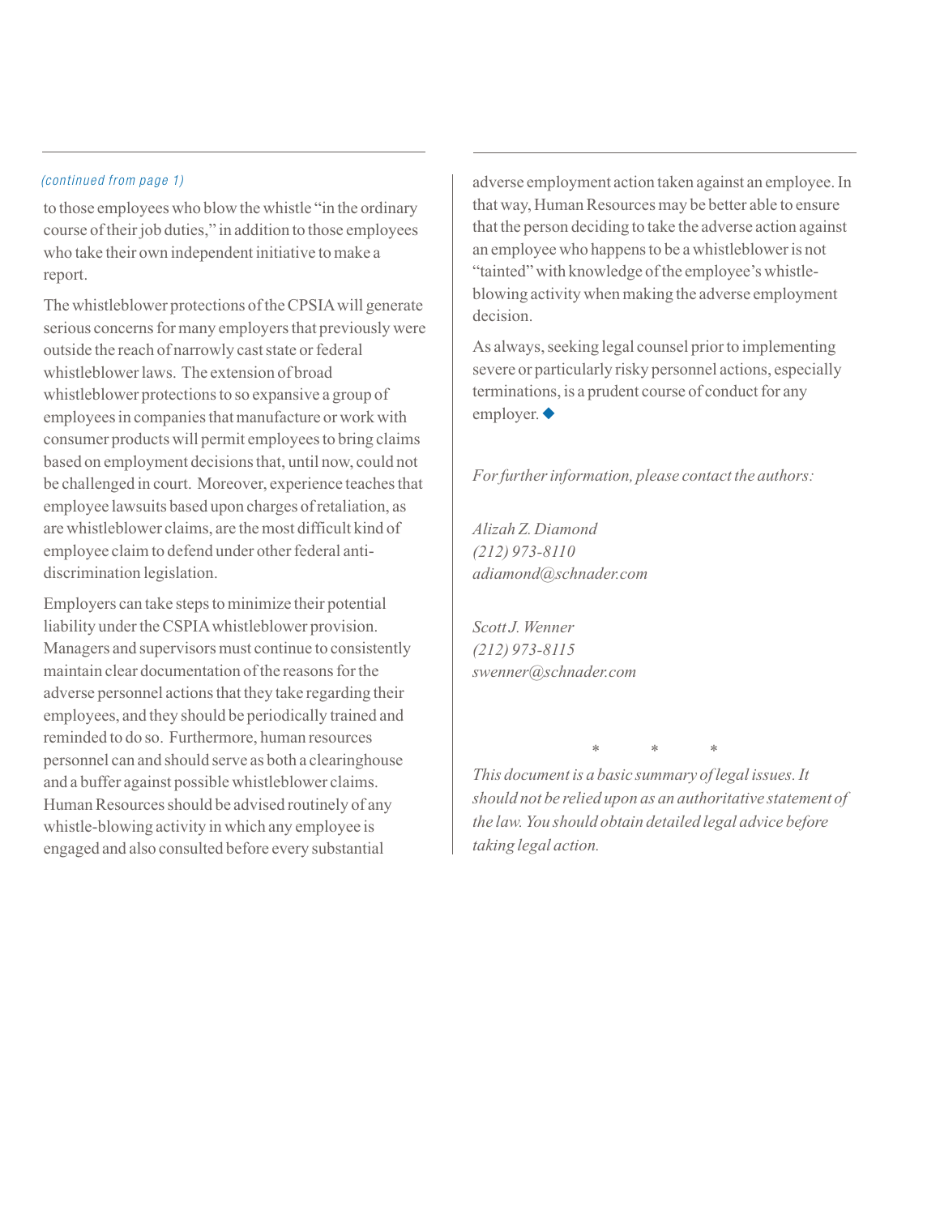*(continued from page 1)*

to those employees who blow the whistle "in the ordinary course of their job duties," in addition to those employees who take their own independent initiative to make a report.

The whistleblower protections of the CPSIA will generate serious concerns for many employers that previously were outside the reach of narrowly cast state or federal whistleblower laws. The extension of broad whistleblower protections to so expansive a group of employees in companies that manufacture or work with consumer products will permit employees to bring claims based on employment decisions that, until now, could not be challenged in court. Moreover, experience teaches that employee lawsuits based upon charges of retaliation, as are whistleblower claims, are the most difficult kind of employee claim to defend under other federal anti-discrimination legislation.

Employers can take steps to minimize their potential liability under the CSPIA whistleblower provision. Managers and supervisors must continue to consistently maintain clear documentation of the reasons for the adverse personnel actions that they take regarding their employees, and they should be periodically trained and reminded to do so. Furthermore, human resources personnel can and should serve as both a clearinghouse and a buffer against possible whistleblower claims. Human Resources should be advised routinely of any whistle-blowing activity in which any employee is engaged and also consulted before every substantial adverse employment action taken against an employee. In that way, Human Resources may be better able to ensure that the person deciding to take the adverse action against an employee who happens to be a whistleblower is not "tainted" with knowledge of the employee's whistle-blowing activity when making the adverse employment decision.

As always, seeking legal counsel prior to implementing severe or particularly risky personnel actions, especially terminations, is a prudent course of conduct for any employer. ◆

*For further information, please contact the authors:*

*Alizah Z. Diamond*
*(212) 973-8110*
*adiamond@schnader.com*

*Scott J. Wenner*
*(212) 973-8115*
*swenner@schnader.com*

\* \* \*

*This document is a basic summary of legal issues. It should not be relied upon as an authoritative statement of the law. You should obtain detailed legal advice before taking legal action.*